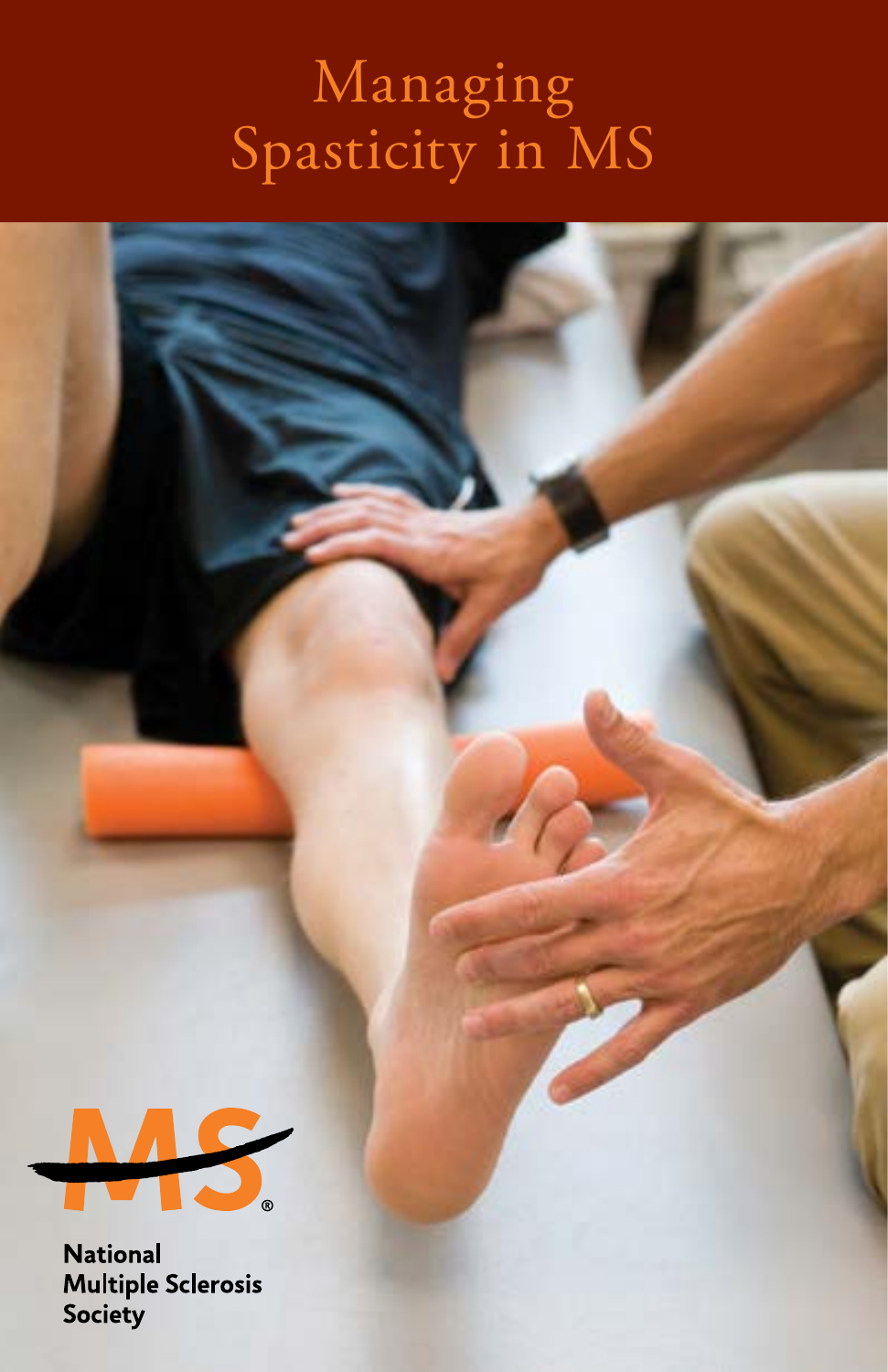# Managing Spasticity in MS

National Multiple Sclerosis Society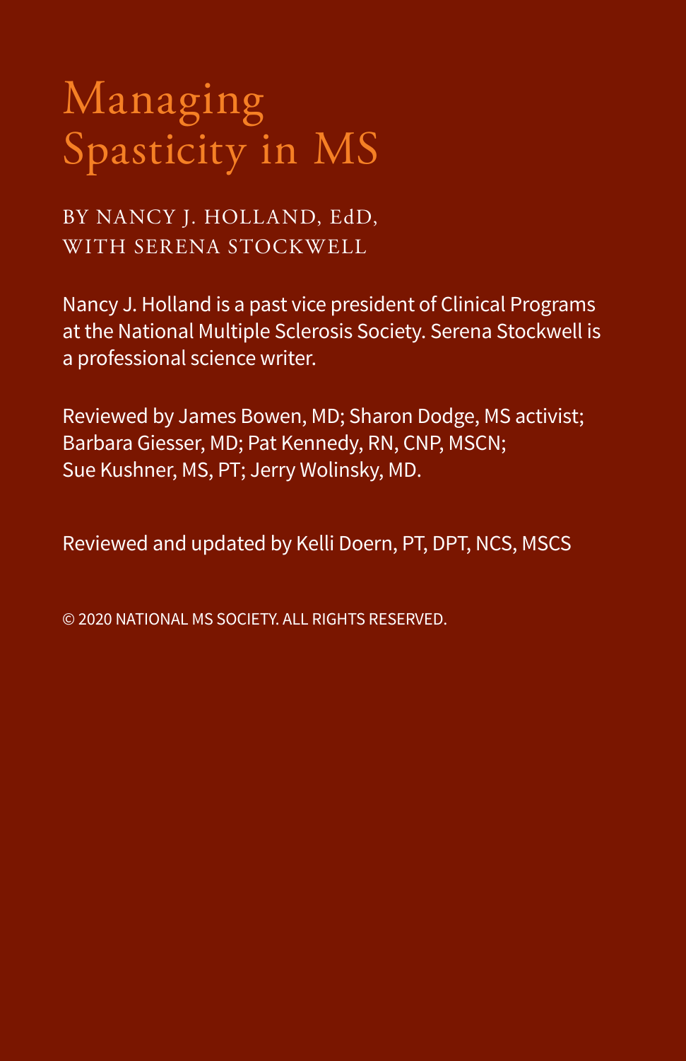# Managing Spasticity in MS

BY NANCY J. HOLLAND, EdD,
WITH SERENA STOCKWELL

Nancy J. Holland is a past vice president of Clinical Programs at the National Multiple Sclerosis Society. Serena Stockwell is a professional science writer.

Reviewed by James Bowen, MD; Sharon Dodge, MS activist; Barbara Giesser, MD; Pat Kennedy, RN, CNP, MSCN; Sue Kushner, MS, PT; Jerry Wolinsky, MD.

Reviewed and updated by Kelli Doern, PT, DPT, NCS, MSCS

© 2020 NATIONAL MS SOCIETY. ALL RIGHTS RESERVED.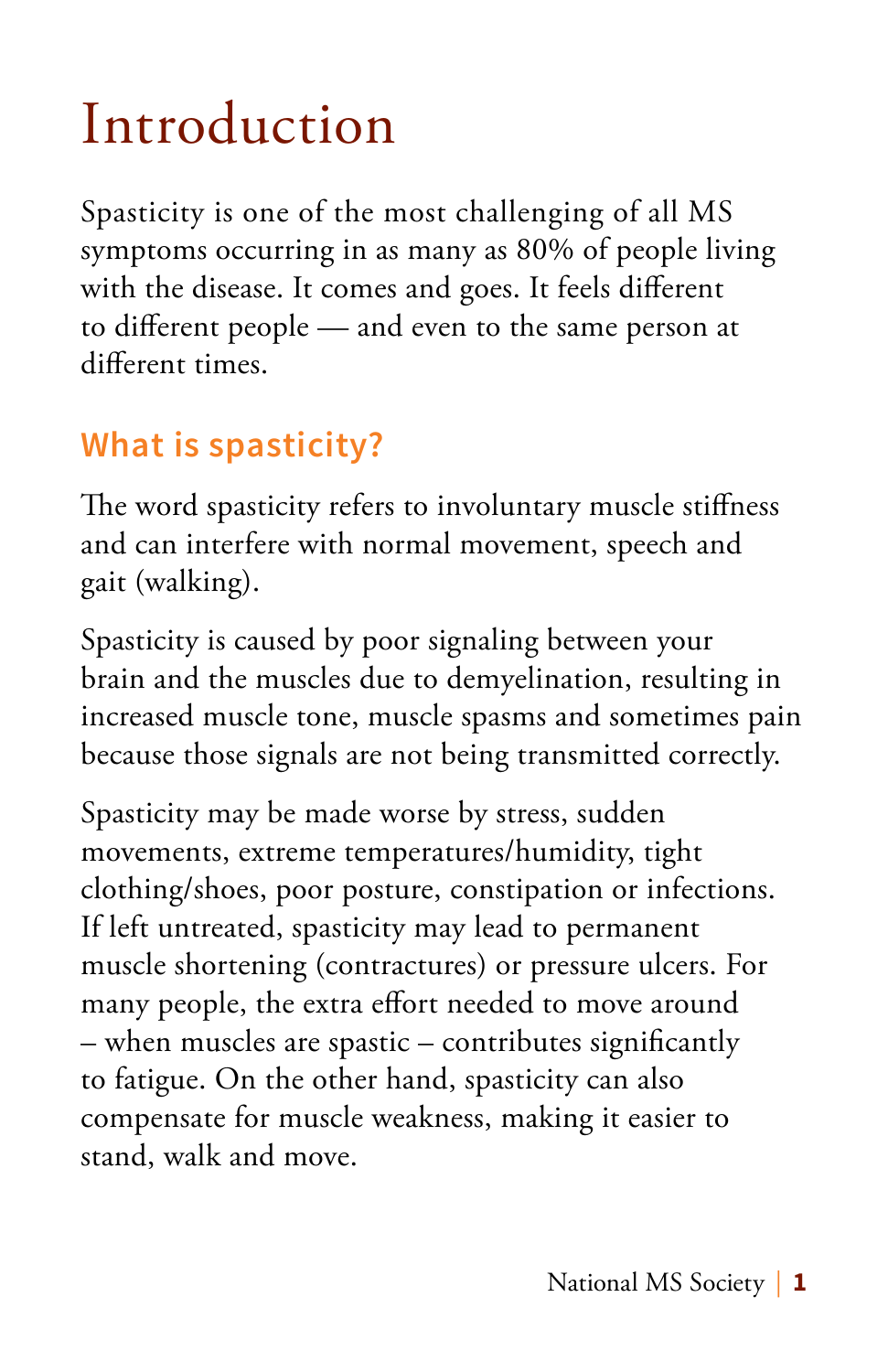# Introduction

Spasticity is one of the most challenging of all MS symptoms occurring in as many as 80% of people living with the disease. It comes and goes. It feels different to different people — and even to the same person at different times.

## What is spasticity?

The word spasticity refers to involuntary muscle stiffness and can interfere with normal movement, speech and gait (walking).

Spasticity is caused by poor signaling between your brain and the muscles due to demyelination, resulting in increased muscle tone, muscle spasms and sometimes pain because those signals are not being transmitted correctly.

Spasticity may be made worse by stress, sudden movements, extreme temperatures/humidity, tight clothing/shoes, poor posture, constipation or infections. If left untreated, spasticity may lead to permanent muscle shortening (contractures) or pressure ulcers. For many people, the extra effort needed to move around – when muscles are spastic – contributes significantly to fatigue. On the other hand, spasticity can also compensate for muscle weakness, making it easier to stand, walk and move.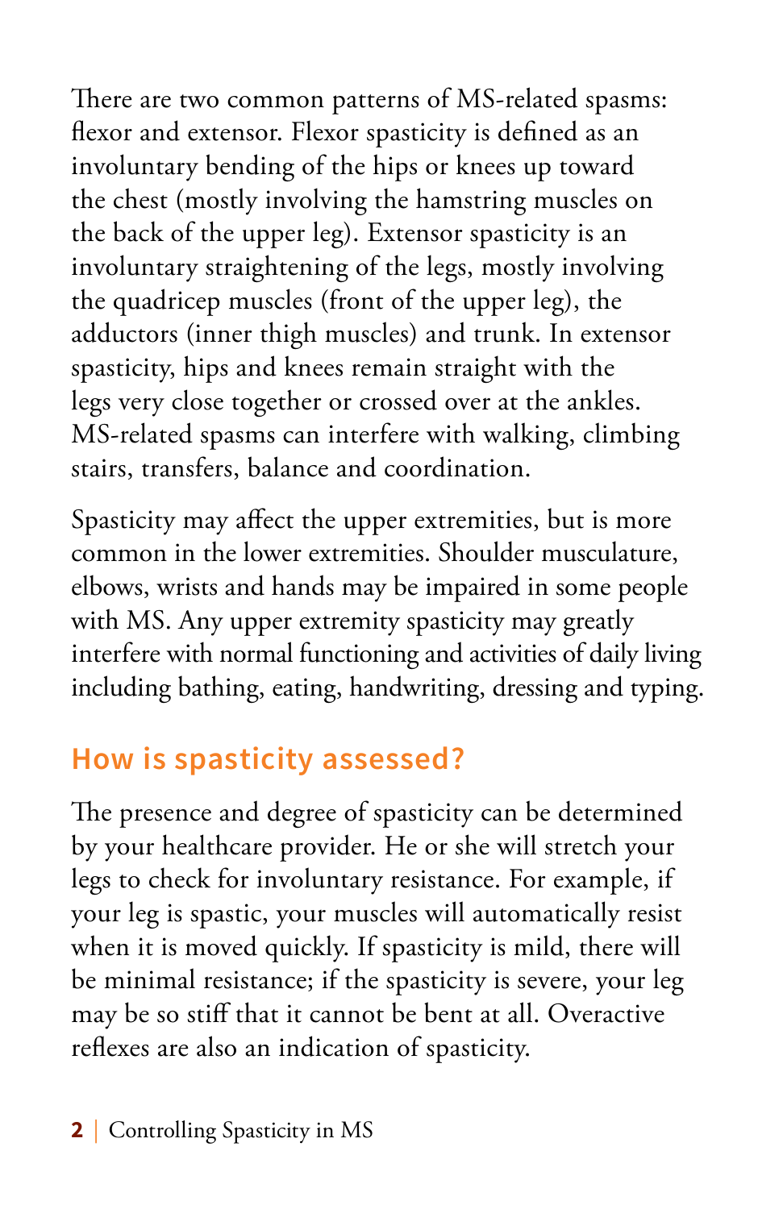There are two common patterns of MS-related spasms: flexor and extensor. Flexor spasticity is defined as an involuntary bending of the hips or knees up toward the chest (mostly involving the hamstring muscles on the back of the upper leg). Extensor spasticity is an involuntary straightening of the legs, mostly involving the quadricep muscles (front of the upper leg), the adductors (inner thigh muscles) and trunk. In extensor spasticity, hips and knees remain straight with the legs very close together or crossed over at the ankles. MS-related spasms can interfere with walking, climbing stairs, transfers, balance and coordination.

Spasticity may affect the upper extremities, but is more common in the lower extremities. Shoulder musculature, elbows, wrists and hands may be impaired in some people with MS. Any upper extremity spasticity may greatly interfere with normal functioning and activities of daily living including bathing, eating, handwriting, dressing and typing.

## How is spasticity assessed?

The presence and degree of spasticity can be determined by your healthcare provider. He or she will stretch your legs to check for involuntary resistance. For example, if your leg is spastic, your muscles will automatically resist when it is moved quickly. If spasticity is mild, there will be minimal resistance; if the spasticity is severe, your leg may be so stiff that it cannot be bent at all. Overactive reflexes are also an indication of spasticity.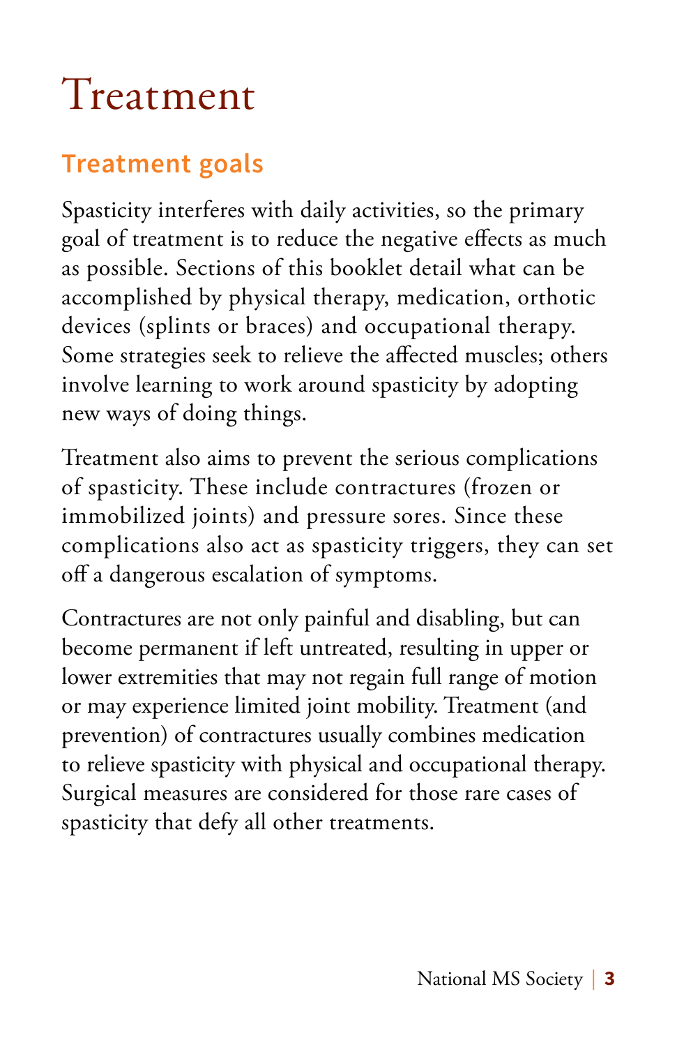# Treatment

## Treatment goals

Spasticity interferes with daily activities, so the primary goal of treatment is to reduce the negative effects as much as possible. Sections of this booklet detail what can be accomplished by physical therapy, medication, orthotic devices (splints or braces) and occupational therapy. Some strategies seek to relieve the affected muscles; others involve learning to work around spasticity by adopting new ways of doing things.

Treatment also aims to prevent the serious complications of spasticity. These include contractures (frozen or immobilized joints) and pressure sores. Since these complications also act as spasticity triggers, they can set off a dangerous escalation of symptoms.

Contractures are not only painful and disabling, but can become permanent if left untreated, resulting in upper or lower extremities that may not regain full range of motion or may experience limited joint mobility. Treatment (and prevention) of contractures usually combines medication to relieve spasticity with physical and occupational therapy. Surgical measures are considered for those rare cases of spasticity that defy all other treatments.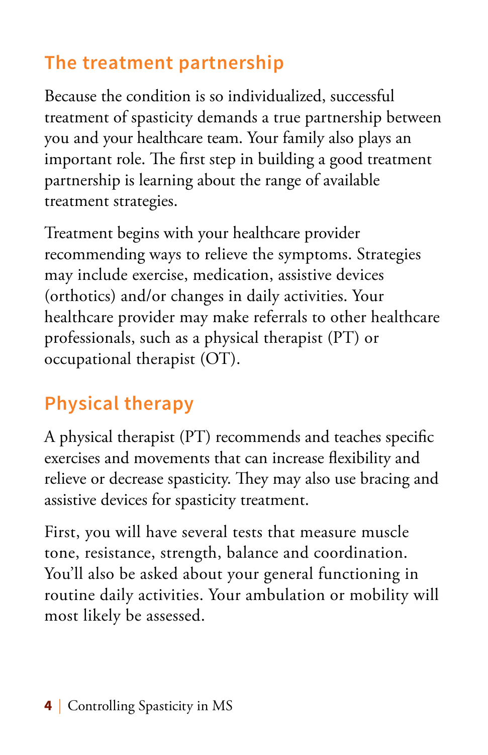## The treatment partnership

Because the condition is so individualized, successful treatment of spasticity demands a true partnership between you and your healthcare team. Your family also plays an important role. The first step in building a good treatment partnership is learning about the range of available treatment strategies.

Treatment begins with your healthcare provider recommending ways to relieve the symptoms. Strategies may include exercise, medication, assistive devices (orthotics) and/or changes in daily activities. Your healthcare provider may make referrals to other healthcare professionals, such as a physical therapist (PT) or occupational therapist (OT).

## Physical therapy

A physical therapist (PT) recommends and teaches specific exercises and movements that can increase flexibility and relieve or decrease spasticity. They may also use bracing and assistive devices for spasticity treatment.

First, you will have several tests that measure muscle tone, resistance, strength, balance and coordination. You'll also be asked about your general functioning in routine daily activities. Your ambulation or mobility will most likely be assessed.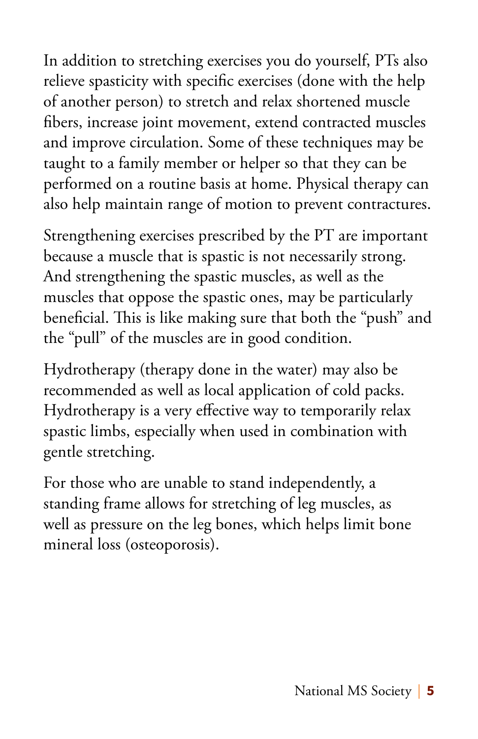In addition to stretching exercises you do yourself, PTs also relieve spasticity with specific exercises (done with the help of another person) to stretch and relax shortened muscle fibers, increase joint movement, extend contracted muscles and improve circulation. Some of these techniques may be taught to a family member or helper so that they can be performed on a routine basis at home. Physical therapy can also help maintain range of motion to prevent contractures.

Strengthening exercises prescribed by the PT are important because a muscle that is spastic is not necessarily strong. And strengthening the spastic muscles, as well as the muscles that oppose the spastic ones, may be particularly beneficial. This is like making sure that both the "push" and the "pull" of the muscles are in good condition.

Hydrotherapy (therapy done in the water) may also be recommended as well as local application of cold packs. Hydrotherapy is a very effective way to temporarily relax spastic limbs, especially when used in combination with gentle stretching.

For those who are unable to stand independently, a standing frame allows for stretching of leg muscles, as well as pressure on the leg bones, which helps limit bone mineral loss (osteoporosis).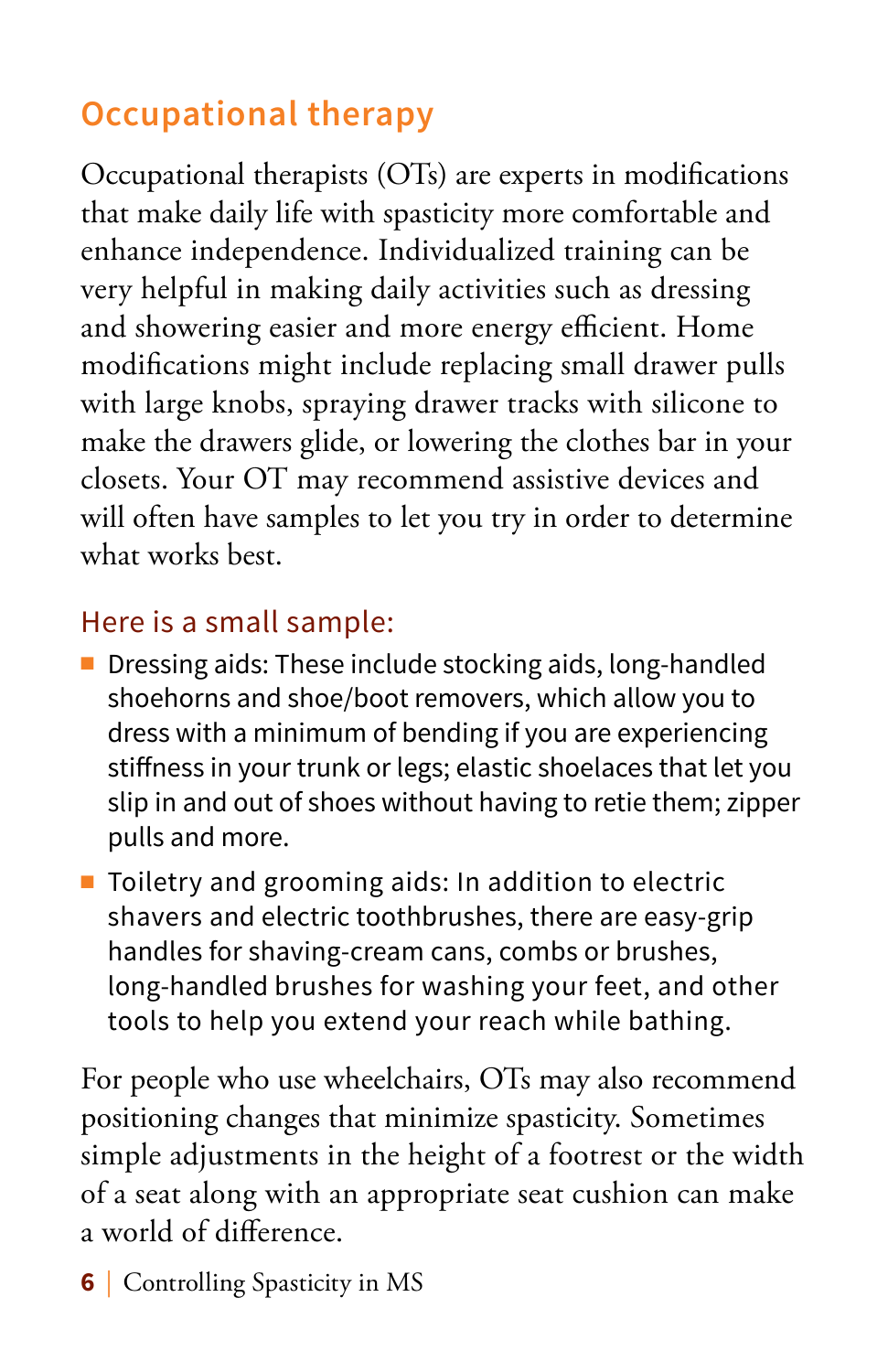## Occupational therapy

Occupational therapists (OTs) are experts in modifications that make daily life with spasticity more comfortable and enhance independence. Individualized training can be very helpful in making daily activities such as dressing and showering easier and more energy efficient. Home modifications might include replacing small drawer pulls with large knobs, spraying drawer tracks with silicone to make the drawers glide, or lowering the clothes bar in your closets. Your OT may recommend assistive devices and will often have samples to let you try in order to determine what works best.

### Here is a small sample:

- Dressing aids: These include stocking aids, long-handled shoehorns and shoe/boot removers, which allow you to dress with a minimum of bending if you are experiencing stiffness in your trunk or legs; elastic shoelaces that let you slip in and out of shoes without having to retie them; zipper pulls and more.
- Toiletry and grooming aids: In addition to electric shavers and electric toothbrushes, there are easy-grip handles for shaving-cream cans, combs or brushes, long-handled brushes for washing your feet, and other tools to help you extend your reach while bathing.

For people who use wheelchairs, OTs may also recommend positioning changes that minimize spasticity. Sometimes simple adjustments in the height of a footrest or the width of a seat along with an appropriate seat cushion can make a world of difference.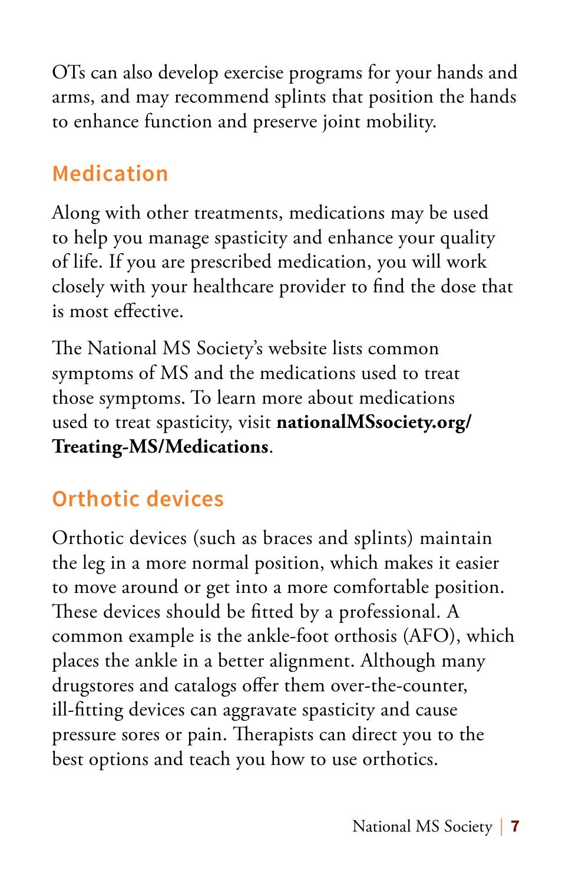OTs can also develop exercise programs for your hands and arms, and may recommend splints that position the hands to enhance function and preserve joint mobility.

## Medication

Along with other treatments, medications may be used to help you manage spasticity and enhance your quality of life. If you are prescribed medication, you will work closely with your healthcare provider to find the dose that is most effective.

The National MS Society's website lists common symptoms of MS and the medications used to treat those symptoms. To learn more about medications used to treat spasticity, visit **nationalMSsociety.org/Treating-MS/Medications**.

## Orthotic devices

Orthotic devices (such as braces and splints) maintain the leg in a more normal position, which makes it easier to move around or get into a more comfortable position. These devices should be fitted by a professional. A common example is the ankle-foot orthosis (AFO), which places the ankle in a better alignment. Although many drugstores and catalogs offer them over-the-counter, ill-fitting devices can aggravate spasticity and cause pressure sores or pain. Therapists can direct you to the best options and teach you how to use orthotics.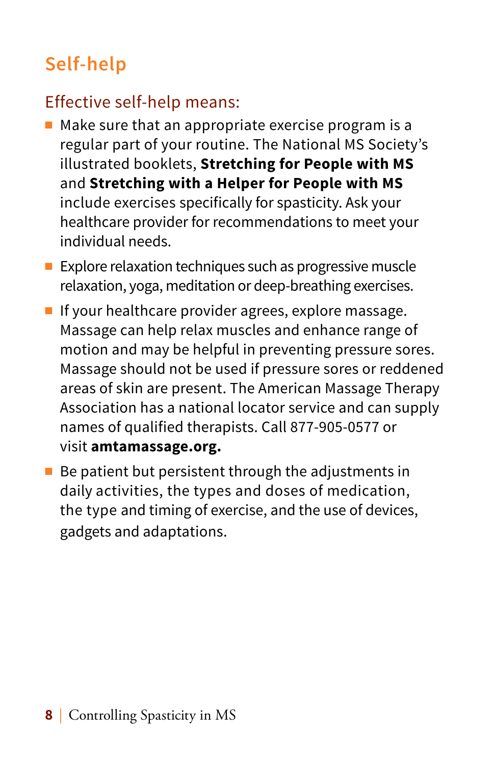## Self-help

### Effective self-help means:

- Make sure that an appropriate exercise program is a regular part of your routine. The National MS Society's illustrated booklets, **Stretching for People with MS** and **Stretching with a Helper for People with MS** include exercises specifically for spasticity. Ask your healthcare provider for recommendations to meet your individual needs.
- Explore relaxation techniques such as progressive muscle relaxation, yoga, meditation or deep-breathing exercises.
- If your healthcare provider agrees, explore massage. Massage can help relax muscles and enhance range of motion and may be helpful in preventing pressure sores. Massage should not be used if pressure sores or reddened areas of skin are present. The American Massage Therapy Association has a national locator service and can supply names of qualified therapists. Call 877-905-0577 or visit **amtamassage.org.**
- Be patient but persistent through the adjustments in daily activities, the types and doses of medication, the type and timing of exercise, and the use of devices, gadgets and adaptations.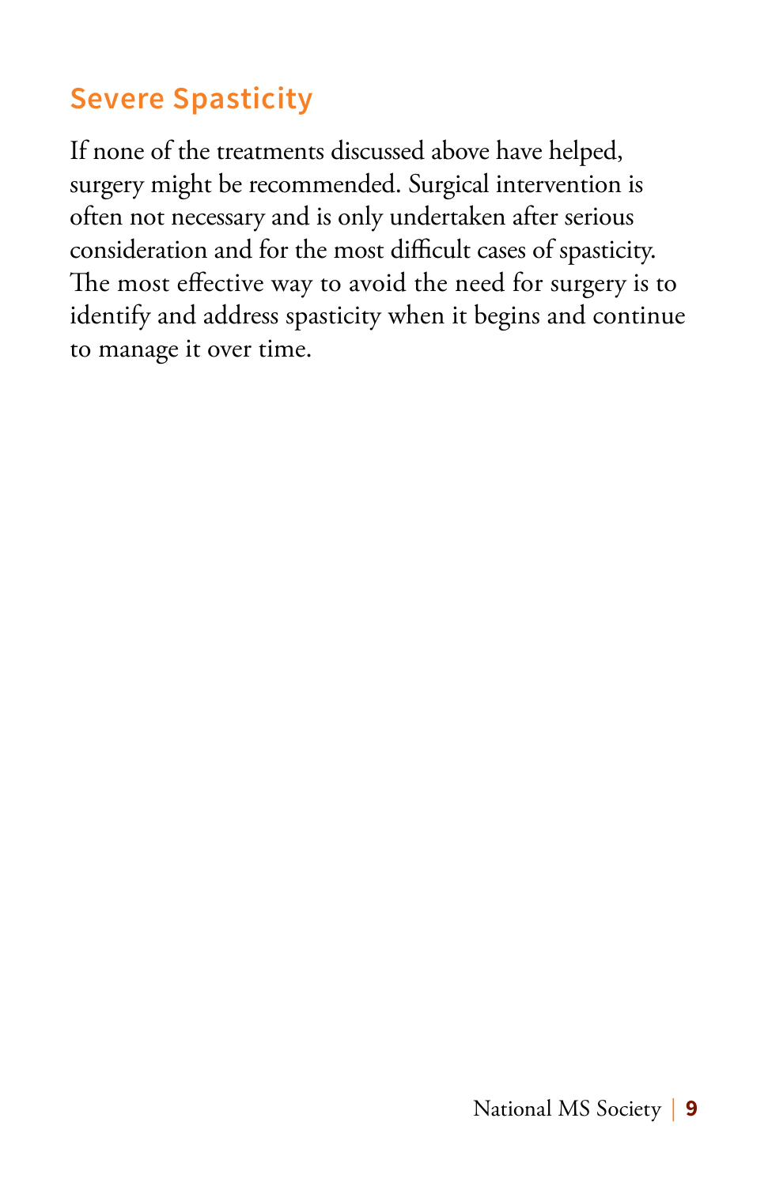## Severe Spasticity

If none of the treatments discussed above have helped, surgery might be recommended. Surgical intervention is often not necessary and is only undertaken after serious consideration and for the most difficult cases of spasticity. The most effective way to avoid the need for surgery is to identify and address spasticity when it begins and continue to manage it over time.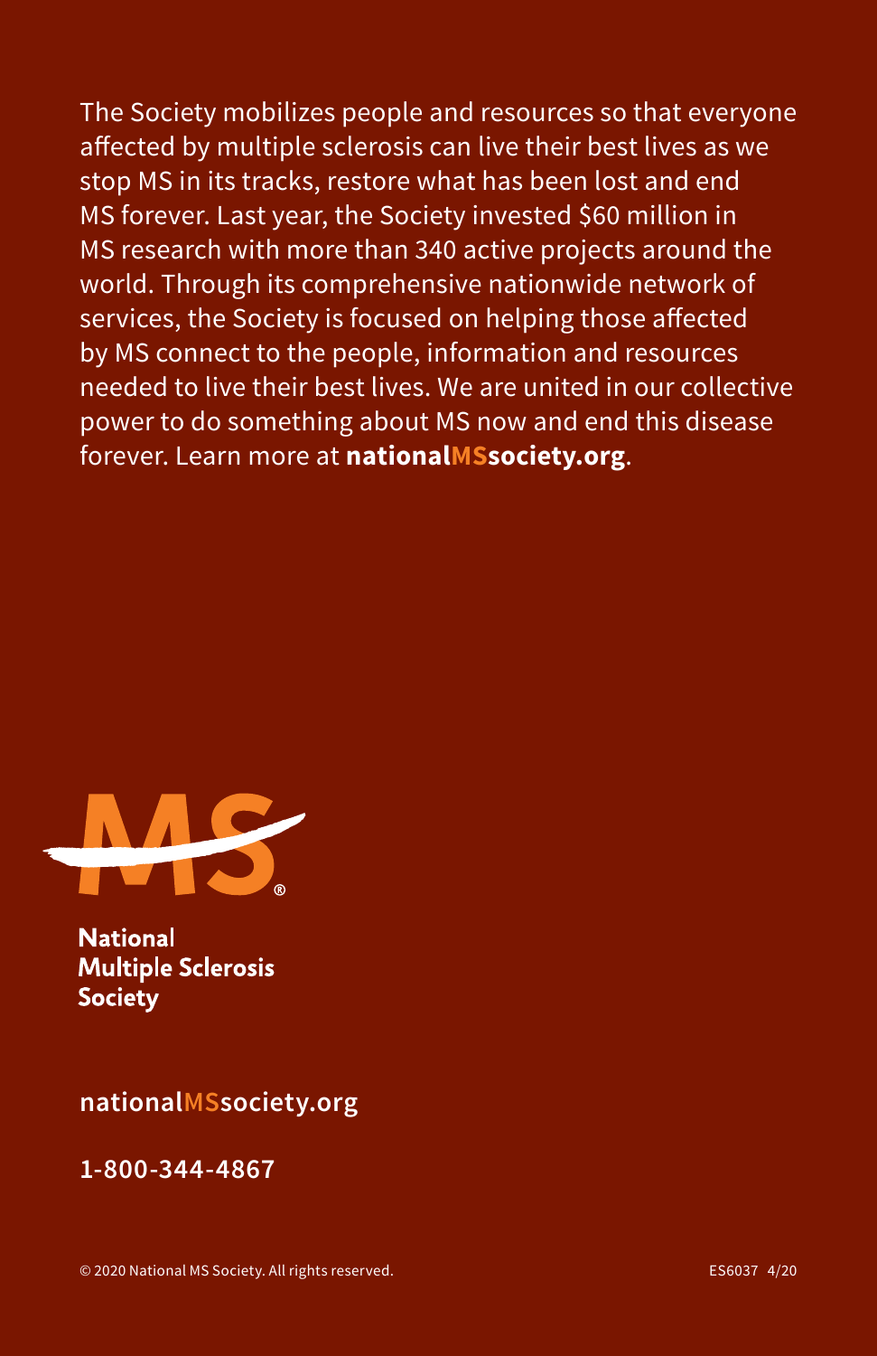The Society mobilizes people and resources so that everyone affected by multiple sclerosis can live their best lives as we stop MS in its tracks, restore what has been lost and end MS forever. Last year, the Society invested $60 million in MS research with more than 340 active projects around the world. Through its comprehensive nationwide network of services, the Society is focused on helping those affected by MS connect to the people, information and resources needed to live their best lives. We are united in our collective power to do something about MS now and end this disease forever. Learn more at **nationalMSsociety.org**.

**National Multiple Sclerosis Society**

**nationalMSsociety.org**

**1-800-344-4867**

© 2020 National MS Society. All rights reserved.

ES6037 4/20